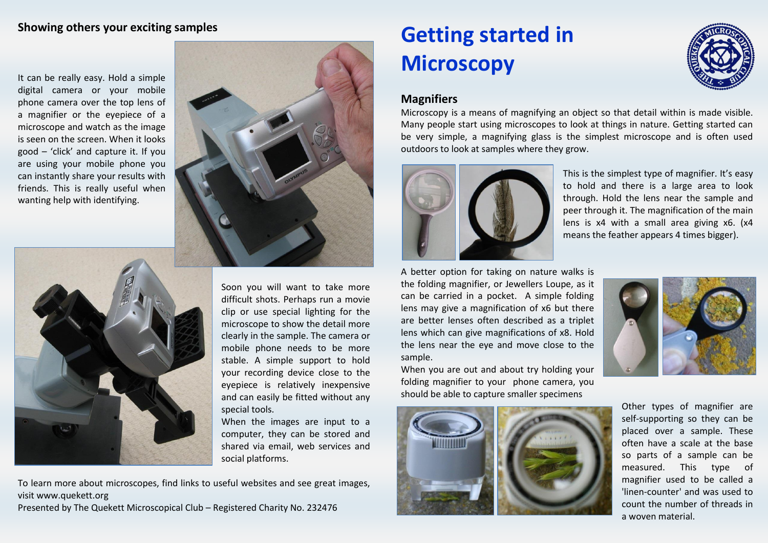# Getting started in Microscopy

## Magnifiers

Microscopy is a means of magnifying an object so that detail within is made visible. Many people start using microscopes to look at things in nature. Getting started can be very simple, a magnifying glass is the simplest microscope and is often used outdoors to look at samples where they grow.

This is the simplest type of magnifier. It's easy to hold and there is a large area to look through. Hold the lens near the sample and peer through it. The magnification of the main lens is x4 with a small area giving x6. (x4 means the feather appears 4 times bigger).

A better option for taking on nature walks is the folding magnifier, or Jewellers Loupe, as it can be carried in a pocket. A simple folding lens may give a magnification of x6 but there are better lenses often described as a triplet lens which can give magnifications of x8. Hold the lens near the eye and move close to the sample.

When you are out and about try holding your folding magnifier to your phone camera, you should be able to capture smaller specimens

Other types of magnifier are self-supporting so they can be placed over a sample. These often have a scale at the base so parts of a sample can be measured. This type of magnifier used to be called a 'linen-counter' and was used to count the number of threads in a woven material.

## Showing others your exciting samples

It can be really easy. Hold a simple digital camera or your mobile phone camera over the top lens of a magnifier or the eyepiece of a microscope and watch as the image is seen on the screen. When it looks good – 'click' and capture it. If you are using your mobile phone you can instantly share your results with friends. This is really useful when wanting help with identifying.

Soon you will want to take more difficult shots. Perhaps run a movie clip or use special lighting for the microscope to show the detail more clearly in the sample. The camera or mobile phone needs to be more stable. A simple support to hold your recording device close to the eyepiece is relatively inexpensive and can easily be fitted without any special tools.

When the images are input to a computer, they can be stored and shared via email, web services and social platforms.

To learn more about microscopes, find links to useful websites and see great images, visit www.quekett.org

Presented by The Quekett Microscopical Club – Registered Charity No. 232476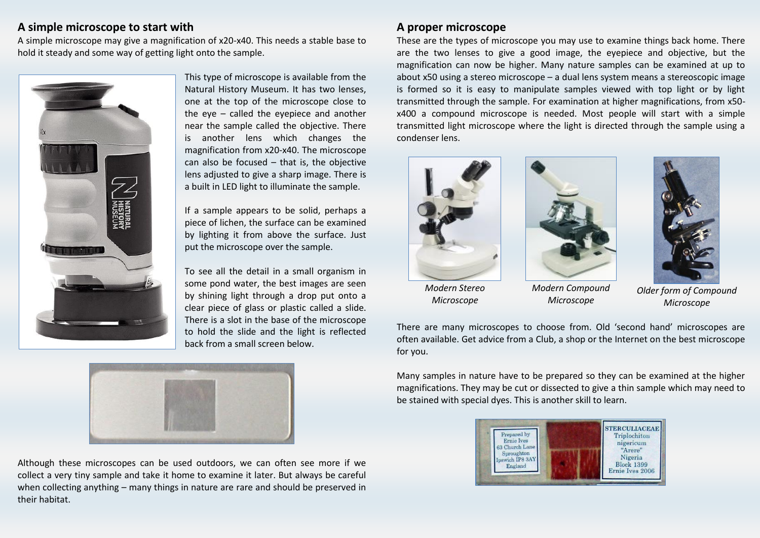## A simple microscope to start with

A simple microscope may give a magnification of x20-x40. This needs a stable base to hold it steady and some way of getting light onto the sample.

This type of microscope is available from the Natural History Museum. It has two lenses, one at the top of the microscope close to the eye – called the eyepiece and another near the sample called the objective. There is another lens which changes the magnification from x20-x40. The microscope can also be focused – that is, the objective lens adjusted to give a sharp image. There is a built in LED light to illuminate the sample.

If a sample appears to be solid, perhaps a piece of lichen, the surface can be examined by lighting it from above the surface. Just put the microscope over the sample.

To see all the detail in a small organism in some pond water, the best images are seen by shining light through a drop put onto a clear piece of glass or plastic called a slide. There is a slot in the base of the microscope to hold the slide and the light is reflected back from a small screen below.

Although these microscopes can be used outdoors, we can often see more if we collect a very tiny sample and take it home to examine it later. But always be careful when collecting anything – many things in nature are rare and should be preserved in their habitat.

## A proper microscope

These are the types of microscope you may use to examine things back home. There are the two lenses to give a good image, the eyepiece and objective, but the magnification can now be higher. Many nature samples can be examined at up to about x50 using a stereo microscope – a dual lens system means a stereoscopic image is formed so it is easy to manipulate samples viewed with top light or by light transmitted through the sample. For examination at higher magnifications, from x50-x400 a compound microscope is needed. Most people will start with a simple transmitted light microscope where the light is directed through the sample using a condenser lens.

*Modern Stereo Microscope*

*Modern Compound Microscope*

*Older form of Compound Microscope*

There are many microscopes to choose from. Old 'second hand' microscopes are often available. Get advice from a Club, a shop or the Internet on the best microscope for you.

Many samples in nature have to be prepared so they can be examined at the higher magnifications. They may be cut or dissected to give a thin sample which may need to be stained with special dyes. This is another skill to learn.